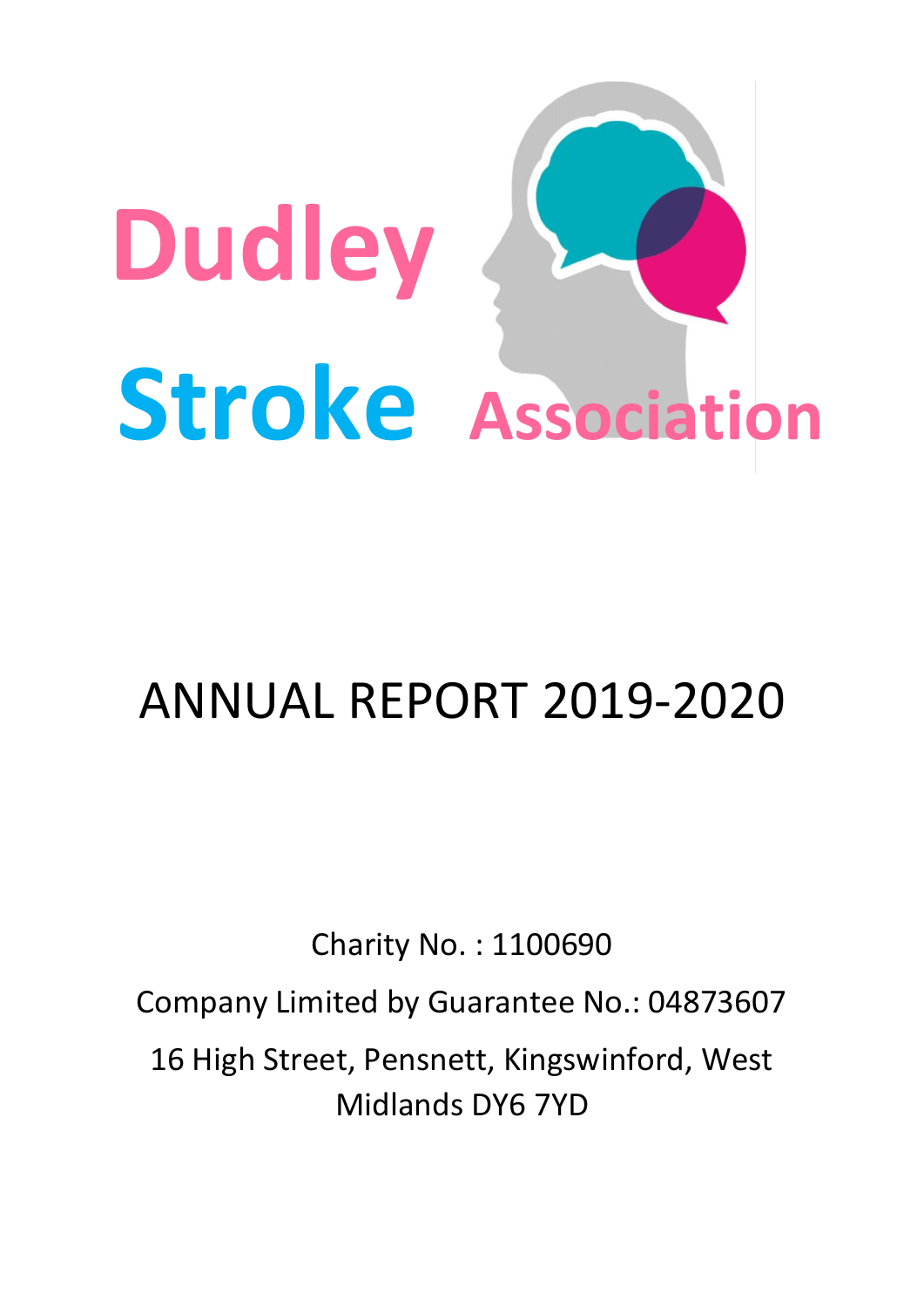# Dudley Stroke Association

# ANNUAL REPORT 2019-2020

Charity No. : 1100690

Company Limited by Guarantee No.: 04873607

16 High Street, Pensnett, Kingswinford, West Midlands DY6 7YD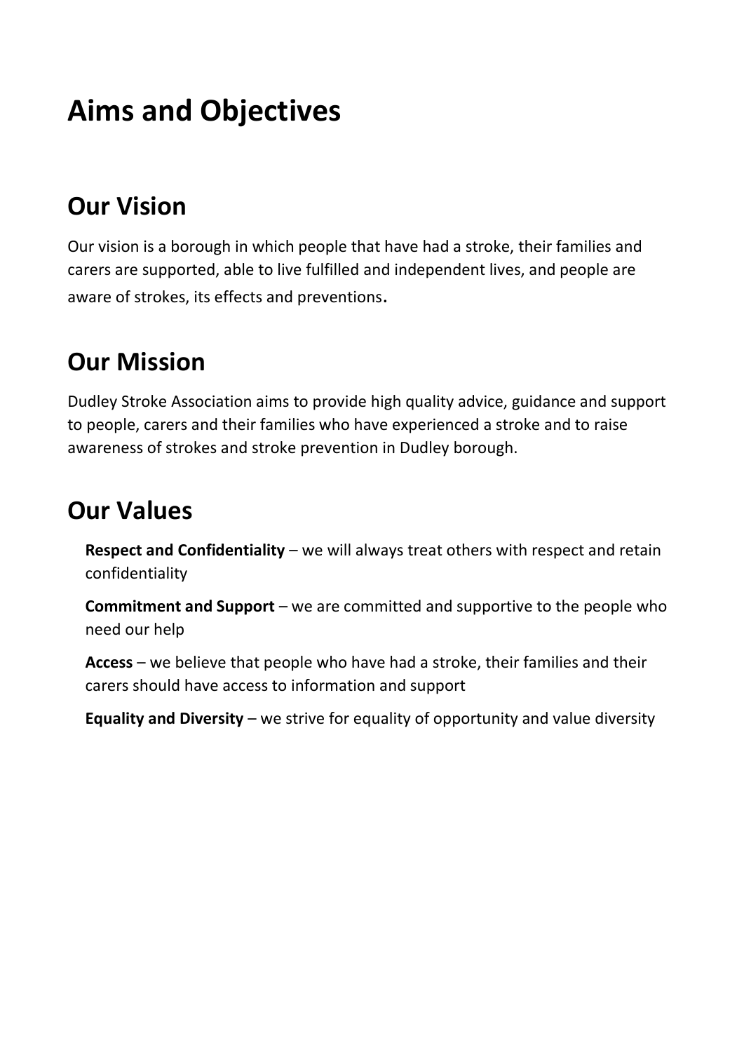# Aims and Objectives

## Our Vision

Our vision is a borough in which people that have had a stroke, their families and carers are supported, able to live fulfilled and independent lives, and people are aware of strokes, its effects and preventions.

## Our Mission

Dudley Stroke Association aims to provide high quality advice, guidance and support to people, carers and their families who have experienced a stroke and to raise awareness of strokes and stroke prevention in Dudley borough.

## Our Values

**Respect and Confidentiality** – we will always treat others with respect and retain confidentiality

**Commitment and Support** – we are committed and supportive to the people who need our help

**Access** – we believe that people who have had a stroke, their families and their carers should have access to information and support

**Equality and Diversity** – we strive for equality of opportunity and value diversity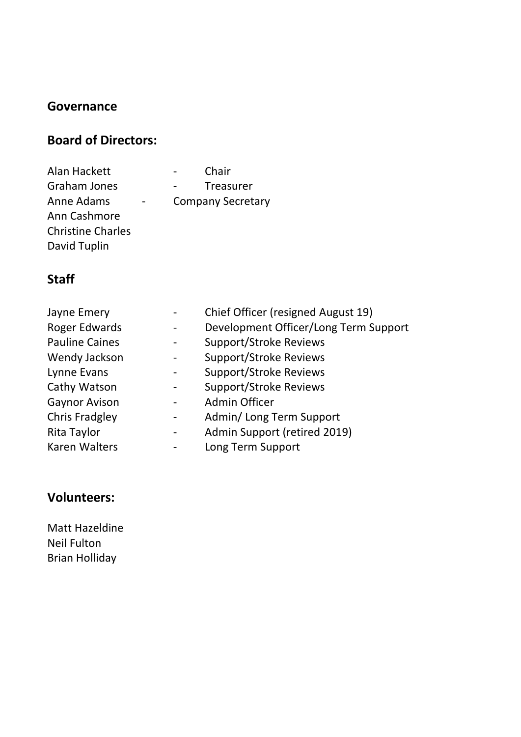## Governance

## Board of Directors:

Alan Hackett - Chair
Graham Jones - Treasurer
Anne Adams - Company Secretary
Ann Cashmore
Christine Charles
David Tuplin

## Staff

Jayne Emery - Chief Officer (resigned August 19)
Roger Edwards - Development Officer/Long Term Support
Pauline Caines - Support/Stroke Reviews
Wendy Jackson - Support/Stroke Reviews
Lynne Evans - Support/Stroke Reviews
Cathy Watson - Support/Stroke Reviews
Gaynor Avison - Admin Officer
Chris Fradgley - Admin/ Long Term Support
Rita Taylor - Admin Support (retired 2019)
Karen Walters - Long Term Support

## Volunteers:

Matt Hazeldine
Neil Fulton
Brian Holliday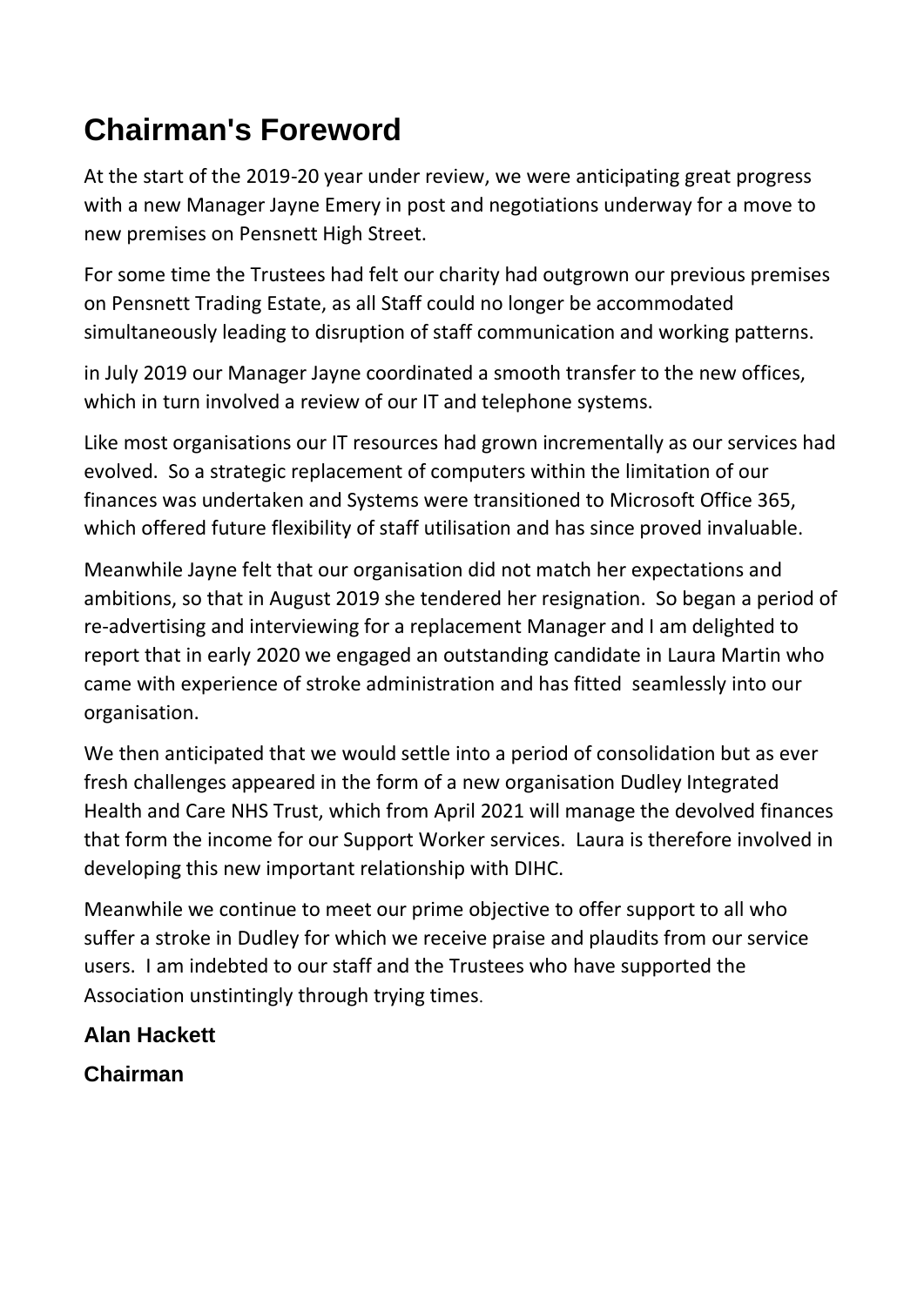# Chairman's Foreword

At the start of the 2019-20 year under review, we were anticipating great progress with a new Manager Jayne Emery in post and negotiations underway for a move to new premises on Pensnett High Street.

For some time the Trustees had felt our charity had outgrown our previous premises on Pensnett Trading Estate, as all Staff could no longer be accommodated simultaneously leading to disruption of staff communication and working patterns.

in July 2019 our Manager Jayne coordinated a smooth transfer to the new offices, which in turn involved a review of our IT and telephone systems.

Like most organisations our IT resources had grown incrementally as our services had evolved. So a strategic replacement of computers within the limitation of our finances was undertaken and Systems were transitioned to Microsoft Office 365, which offered future flexibility of staff utilisation and has since proved invaluable.

Meanwhile Jayne felt that our organisation did not match her expectations and ambitions, so that in August 2019 she tendered her resignation. So began a period of re-advertising and interviewing for a replacement Manager and I am delighted to report that in early 2020 we engaged an outstanding candidate in Laura Martin who came with experience of stroke administration and has fitted seamlessly into our organisation.

We then anticipated that we would settle into a period of consolidation but as ever fresh challenges appeared in the form of a new organisation Dudley Integrated Health and Care NHS Trust, which from April 2021 will manage the devolved finances that form the income for our Support Worker services. Laura is therefore involved in developing this new important relationship with DIHC.

Meanwhile we continue to meet our prime objective to offer support to all who suffer a stroke in Dudley for which we receive praise and plaudits from our service users. I am indebted to our staff and the Trustees who have supported the Association unstintingly through trying times.

**Alan Hackett**

**Chairman**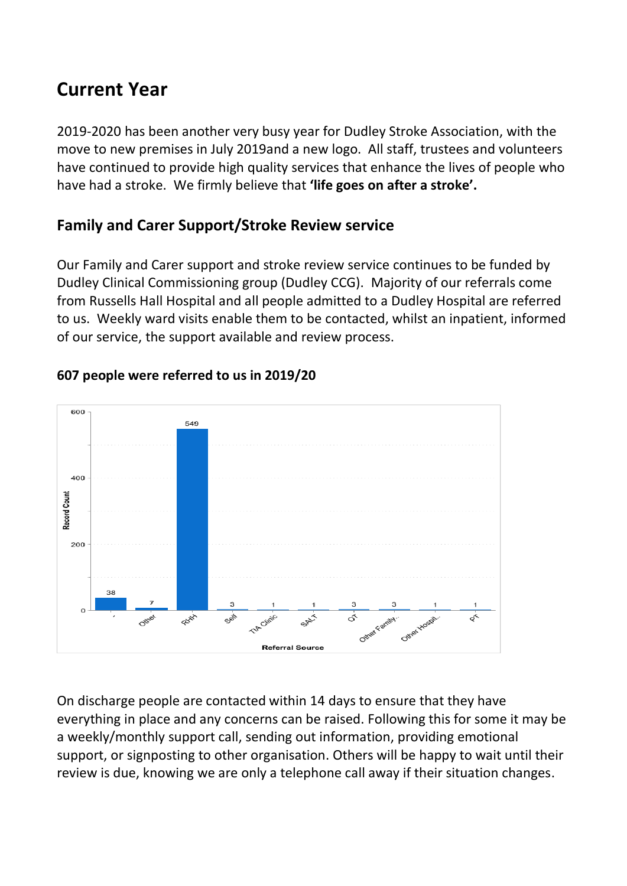# Current Year

2019-2020 has been another very busy year for Dudley Stroke Association, with the move to new premises in July 2019and a new logo. All staff, trustees and volunteers have continued to provide high quality services that enhance the lives of people who have had a stroke. We firmly believe that **'life goes on after a stroke'.**

## Family and Carer Support/Stroke Review service

Our Family and Carer support and stroke review service continues to be funded by Dudley Clinical Commissioning group (Dudley CCG). Majority of our referrals come from Russells Hall Hospital and all people admitted to a Dudley Hospital are referred to us. Weekly ward visits enable them to be contacted, whilst an inpatient, informed of our service, the support available and review process.

**607 people were referred to us in 2019/20**

| Referral Source | Record Count |
| --- | --- |
| - | 38 |
| Other | 7 |
| RHH | 549 |
| Self | 3 |
| TIA Clinic | 1 |
| SALT | 1 |
| OT | 3 |
| Other Family... | 3 |
| Other Hospit... | 1 |
| PT | 1 |

On discharge people are contacted within 14 days to ensure that they have everything in place and any concerns can be raised. Following this for some it may be a weekly/monthly support call, sending out information, providing emotional support, or signposting to other organisation. Others will be happy to wait until their review is due, knowing we are only a telephone call away if their situation changes.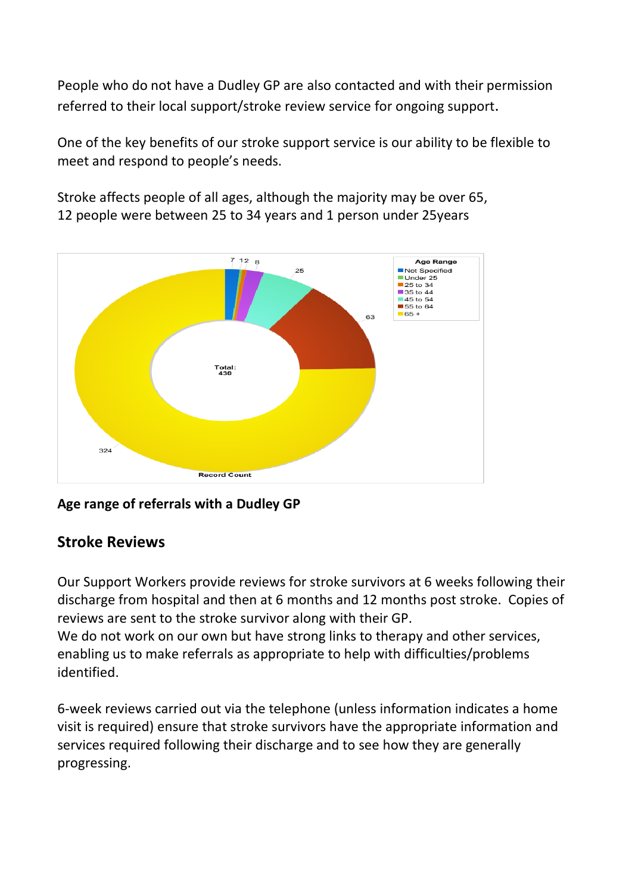People who do not have a Dudley GP are also contacted and with their permission referred to their local support/stroke review service for ongoing support.

One of the key benefits of our stroke support service is our ability to be flexible to meet and respond to people's needs.

Stroke affects people of all ages, although the majority may be over 65,
12 people were between 25 to 34 years and 1 person under 25years

**Age range of referrals with a Dudley GP**

## Stroke Reviews

Our Support Workers provide reviews for stroke survivors at 6 weeks following their discharge from hospital and then at 6 months and 12 months post stroke. Copies of reviews are sent to the stroke survivor along with their GP.
We do not work on our own but have strong links to therapy and other services, enabling us to make referrals as appropriate to help with difficulties/problems identified.

6-week reviews carried out via the telephone (unless information indicates a home visit is required) ensure that stroke survivors have the appropriate information and services required following their discharge and to see how they are generally progressing.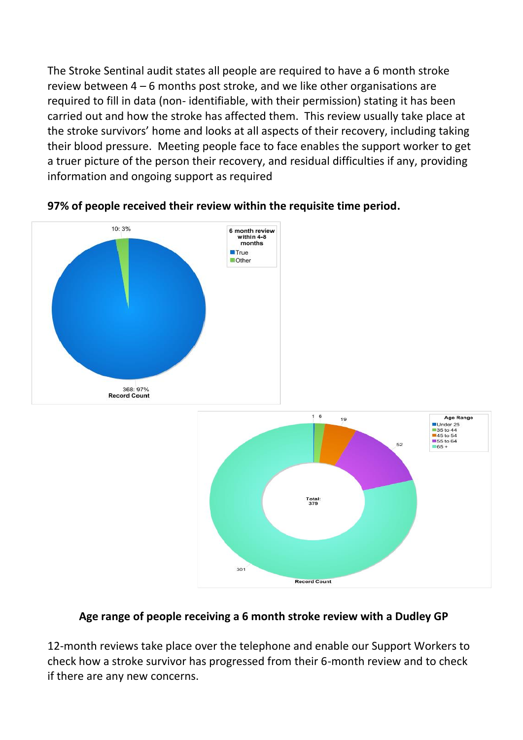The Stroke Sentinal audit states all people are required to have a 6 month stroke review between 4 – 6 months post stroke, and we like other organisations are required to fill in data (non- identifiable, with their permission) stating it has been carried out and how the stroke has affected them. This review usually take place at the stroke survivors' home and looks at all aspects of their recovery, including taking their blood pressure. Meeting people face to face enables the support worker to get a truer picture of the person their recovery, and residual difficulties if any, providing information and ongoing support as required

**97% of people received their review within the requisite time period.**

| 6 month review within 4-8 months | Record Count |
| --- | --- |
| True | 368: 97% |
| Other | 10: 3% |

| Age Range | Record Count |
| --- | --- |
| Under 25 | 1 |
| 35 to 44 | 6 |
| 45 to 54 | 19 |
| 55 to 64 | 52 |
| 65 + | 301 |
| Total | 379 |

**Age range of people receiving a 6 month stroke review with a Dudley GP**

12-month reviews take place over the telephone and enable our Support Workers to check how a stroke survivor has progressed from their 6-month review and to check if there are any new concerns.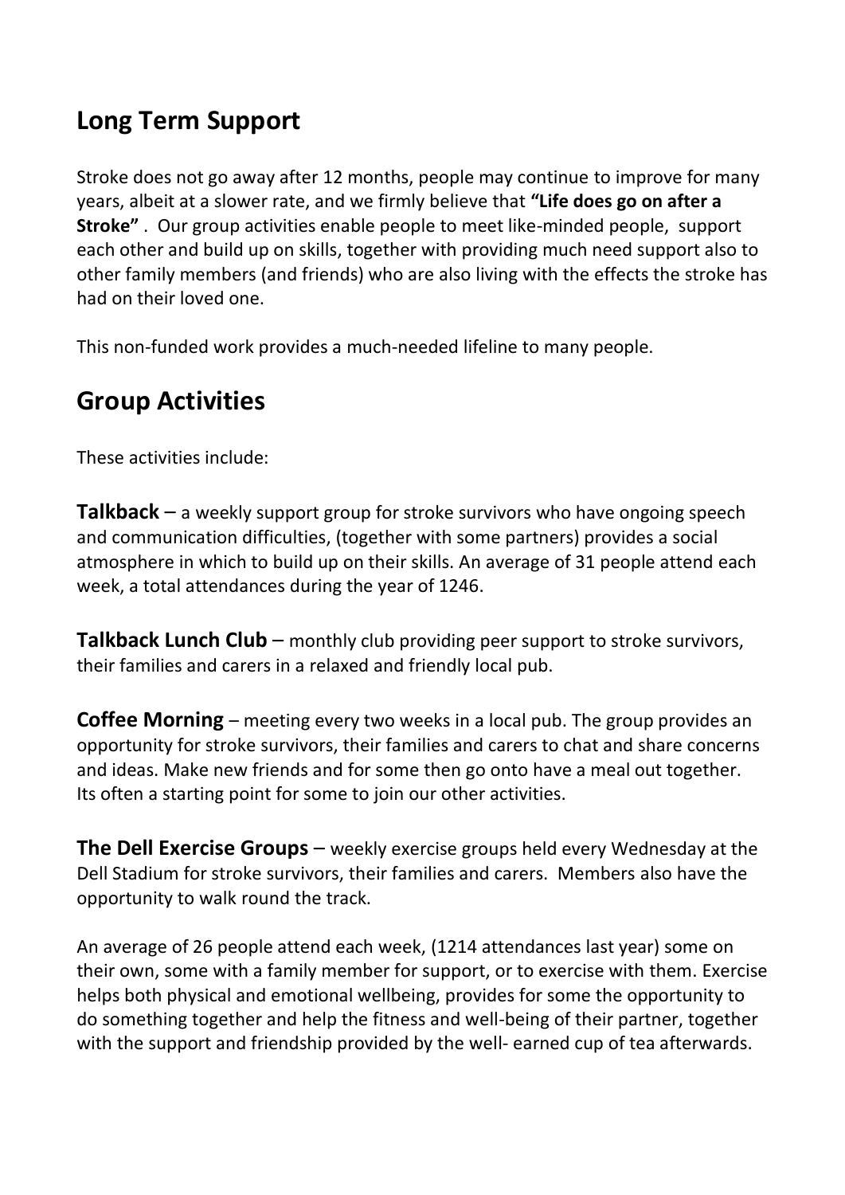## Long Term Support

Stroke does not go away after 12 months, people may continue to improve for many years, albeit at a slower rate, and we firmly believe that **"Life does go on after a Stroke"** . Our group activities enable people to meet like-minded people, support each other and build up on skills, together with providing much need support also to other family members (and friends) who are also living with the effects the stroke has had on their loved one.

This non-funded work provides a much-needed lifeline to many people.

## Group Activities

These activities include:

**Talkback** – a weekly support group for stroke survivors who have ongoing speech and communication difficulties, (together with some partners) provides a social atmosphere in which to build up on their skills. An average of 31 people attend each week, a total attendances during the year of 1246.

**Talkback Lunch Club** – monthly club providing peer support to stroke survivors, their families and carers in a relaxed and friendly local pub.

**Coffee Morning** – meeting every two weeks in a local pub. The group provides an opportunity for stroke survivors, their families and carers to chat and share concerns and ideas. Make new friends and for some then go onto have a meal out together. Its often a starting point for some to join our other activities.

**The Dell Exercise Groups** – weekly exercise groups held every Wednesday at the Dell Stadium for stroke survivors, their families and carers. Members also have the opportunity to walk round the track.

An average of 26 people attend each week, (1214 attendances last year) some on their own, some with a family member for support, or to exercise with them. Exercise helps both physical and emotional wellbeing, provides for some the opportunity to do something together and help the fitness and well-being of their partner, together with the support and friendship provided by the well- earned cup of tea afterwards.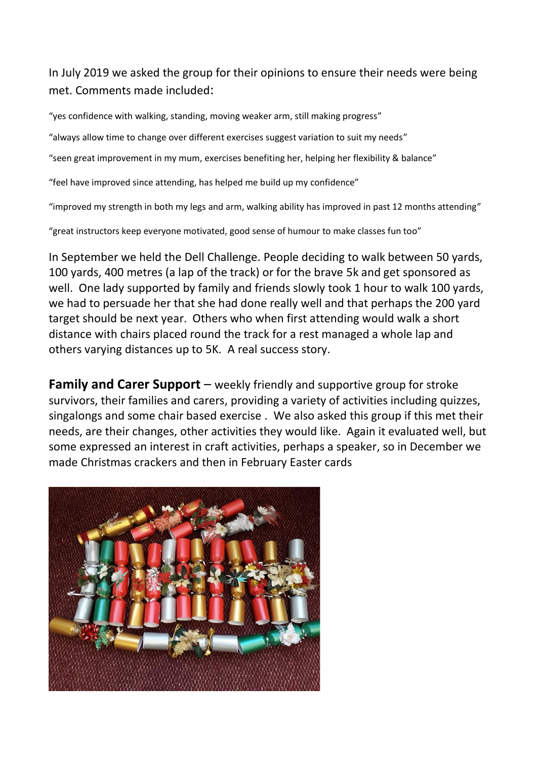In July 2019 we asked the group for their opinions to ensure their needs were being met. Comments made included:

"yes confidence with walking, standing, moving weaker arm, still making progress"

"always allow time to change over different exercises suggest variation to suit my needs"

"seen great improvement in my mum, exercises benefiting her, helping her flexibility & balance"

"feel have improved since attending, has helped me build up my confidence"

"improved my strength in both my legs and arm, walking ability has improved in past 12 months attending"

"great instructors keep everyone motivated, good sense of humour to make classes fun too"

In September we held the Dell Challenge. People deciding to walk between 50 yards, 100 yards, 400 metres (a lap of the track) or for the brave 5k and get sponsored as well. One lady supported by family and friends slowly took 1 hour to walk 100 yards, we had to persuade her that she had done really well and that perhaps the 200 yard target should be next year. Others who when first attending would walk a short distance with chairs placed round the track for a rest managed a whole lap and others varying distances up to 5K. A real success story.

**Family and Carer Support** – weekly friendly and supportive group for stroke survivors, their families and carers, providing a variety of activities including quizzes, singalongs and some chair based exercise . We also asked this group if this met their needs, are their changes, other activities they would like. Again it evaluated well, but some expressed an interest in craft activities, perhaps a speaker, so in December we made Christmas crackers and then in February Easter cards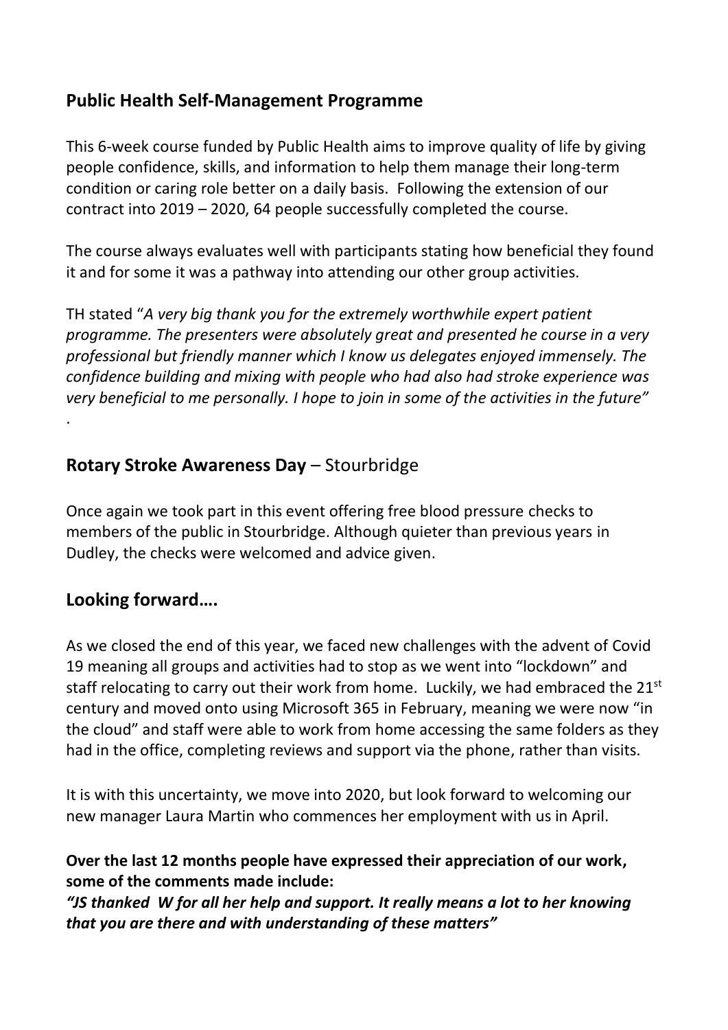## Public Health Self-Management Programme

This 6-week course funded by Public Health aims to improve quality of life by giving people confidence, skills, and information to help them manage their long-term condition or caring role better on a daily basis. Following the extension of our contract into 2019 – 2020, 64 people successfully completed the course.

The course always evaluates well with participants stating how beneficial they found it and for some it was a pathway into attending our other group activities.

TH stated "*A very big thank you for the extremely worthwhile expert patient programme. The presenters were absolutely great and presented he course in a very professional but friendly manner which I know us delegates enjoyed immensely. The confidence building and mixing with people who had also had stroke experience was very beneficial to me personally. I hope to join in some of the activities in the future"*

.

## **Rotary Stroke Awareness Day** – Stourbridge

Once again we took part in this event offering free blood pressure checks to members of the public in Stourbridge. Although quieter than previous years in Dudley, the checks were welcomed and advice given.

## Looking forward….

As we closed the end of this year, we faced new challenges with the advent of Covid 19 meaning all groups and activities had to stop as we went into "lockdown" and staff relocating to carry out their work from home. Luckily, we had embraced the 21st century and moved onto using Microsoft 365 in February, meaning we were now "in the cloud" and staff were able to work from home accessing the same folders as they had in the office, completing reviews and support via the phone, rather than visits.

It is with this uncertainty, we move into 2020, but look forward to welcoming our new manager Laura Martin who commences her employment with us in April.

**Over the last 12 months people have expressed their appreciation of our work, some of the comments made include:**

***"JS thanked W for all her help and support. It really means a lot to her knowing that you are there and with understanding of these matters"***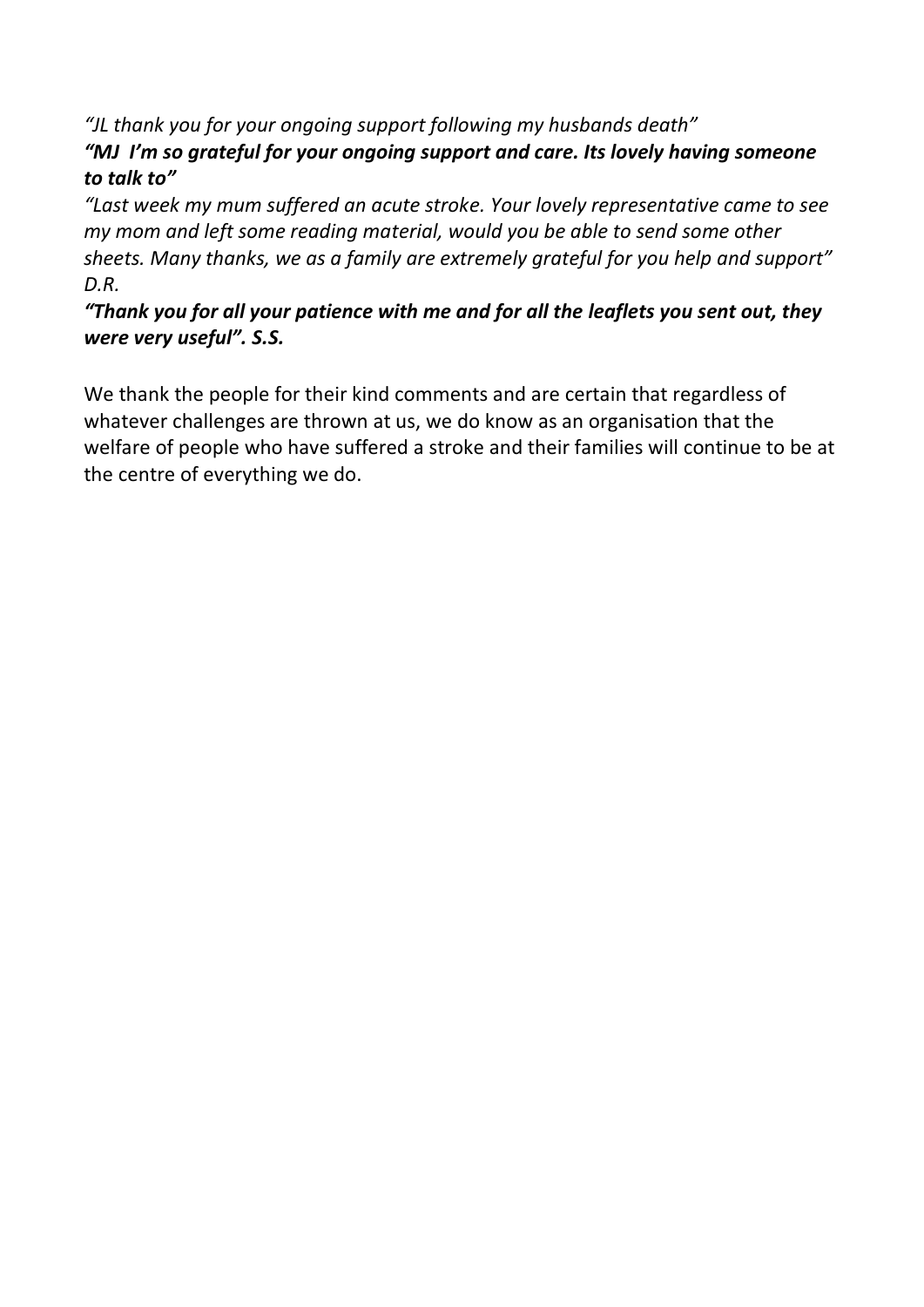*"JL thank you for your ongoing support following my husbands death"*

***"MJ I'm so grateful for your ongoing support and care. Its lovely having someone to talk to"***

*"Last week my mum suffered an acute stroke. Your lovely representative came to see my mom and left some reading material, would you be able to send some other sheets. Many thanks, we as a family are extremely grateful for you help and support" D.R.*

***"Thank you for all your patience with me and for all the leaflets you sent out, they were very useful". S.S.***

We thank the people for their kind comments and are certain that regardless of whatever challenges are thrown at us, we do know as an organisation that the welfare of people who have suffered a stroke and their families will continue to be at the centre of everything we do.